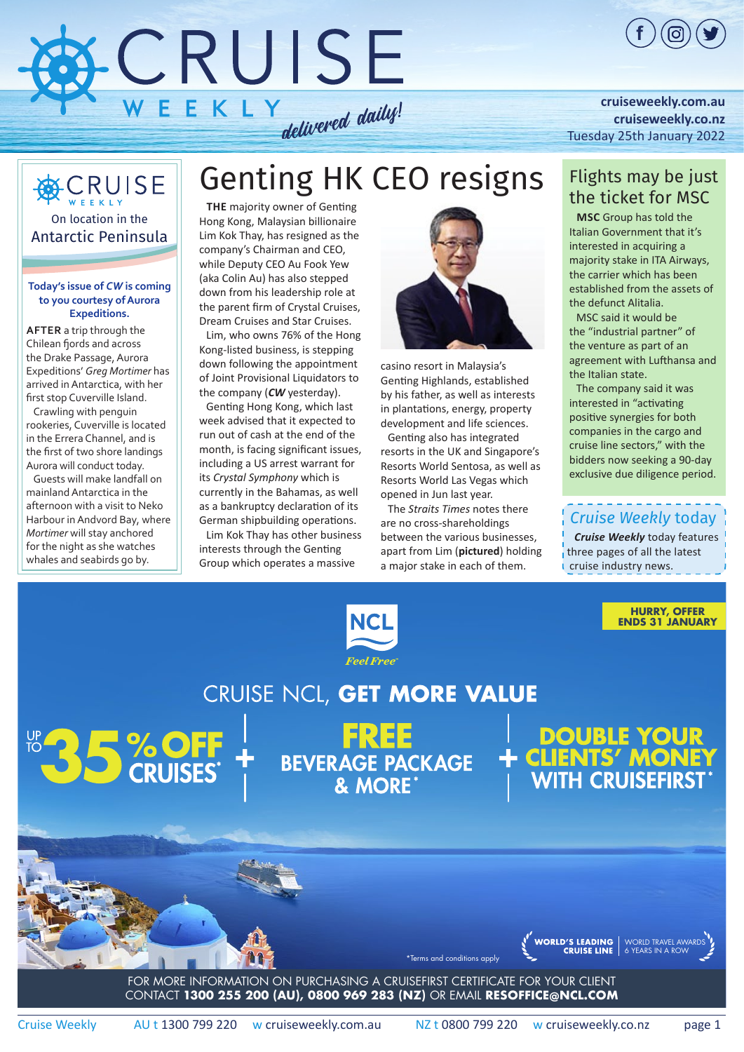# CRUISE WEEKLY *delivered daily!*

cruiseweekly.com.au
cruiseweekly.co.nz
Tuesday 25th January 2022

## CRUISE WEEKLY On location in the Antarctic Peninsula

**Today's issue of *CW* is coming to you courtesy of Aurora Expeditions.**

**AFTER** a trip through the Chilean fjords and across the Drake Passage, Aurora Expeditions' *Greg Mortimer* has arrived in Antarctica, with her first stop Cuverville Island.

Crawling with penguin rookeries, Cuverville is located in the Errera Channel, and is the first of two shore landings Aurora will conduct today.

Guests will make landfall on mainland Antarctica in the afternoon with a visit to Neko Harbour in Andvord Bay, where *Mortimer* will stay anchored for the night as she watches whales and seabirds go by.

# Genting HK CEO resigns

**THE** majority owner of Genting Hong Kong, Malaysian billionaire Lim Kok Thay, has resigned as the company's Chairman and CEO, while Deputy CEO Au Fook Yew (aka Colin Au) has also stepped down from his leadership role at the parent firm of Crystal Cruises, Dream Cruises and Star Cruises.

Lim, who owns 76% of the Hong Kong-listed business, is stepping down following the appointment of Joint Provisional Liquidators to the company (***CW*** yesterday).

Genting Hong Kong, which last week advised that it expected to run out of cash at the end of the month, is facing significant issues, including a US arrest warrant for its *Crystal Symphony* which is currently in the Bahamas, as well as a bankruptcy declaration of its German shipbuilding operations.

Lim Kok Thay has other business interests through the Genting Group which operates a massive casino resort in Malaysia's Genting Highlands, established by his father, as well as interests in plantations, energy, property development and life sciences.

Genting also has integrated resorts in the UK and Singapore's Resorts World Sentosa, as well as Resorts World Las Vegas which opened in Jun last year.

The *Straits Times* notes there are no cross-shareholdings between the various businesses, apart from Lim (**pictured**) holding a major stake in each of them.

## Flights may be just the ticket for MSC

**MSC** Group has told the Italian Government that it's interested in acquiring a majority stake in ITA Airways, the carrier which has been established from the assets of the defunct Alitalia.

MSC said it would be the "industrial partner" of the venture as part of an agreement with Lufthansa and the Italian state.

The company said it was interested in "activating positive synergies for both companies in the cargo and cruise line sectors," with the bidders now seeking a 90-day exclusive due diligence period.

## *Cruise Weekly* today

***Cruise Weekly*** today features three pages of all the latest cruise industry news.

---

NCL *Feel Free*

HURRY, OFFER ENDS 31 JANUARY

CRUISE NCL, **GET MORE VALUE**

UP TO 35% OFF CRUISES* + FREE BEVERAGE PACKAGE & MORE* + DOUBLE YOUR CLIENTS' MONEY WITH CRUISEFIRST*

WORLD'S LEADING CRUISE LINE | WORLD TRAVEL AWARDS 6 YEARS IN A ROW

*Terms and conditions apply

FOR MORE INFORMATION ON PURCHASING A CRUISEFIRST CERTIFICATE FOR YOUR CLIENT CONTACT **1300 255 200 (AU), 0800 969 283 (NZ)** OR EMAIL **RESOFFICE@NCL.COM**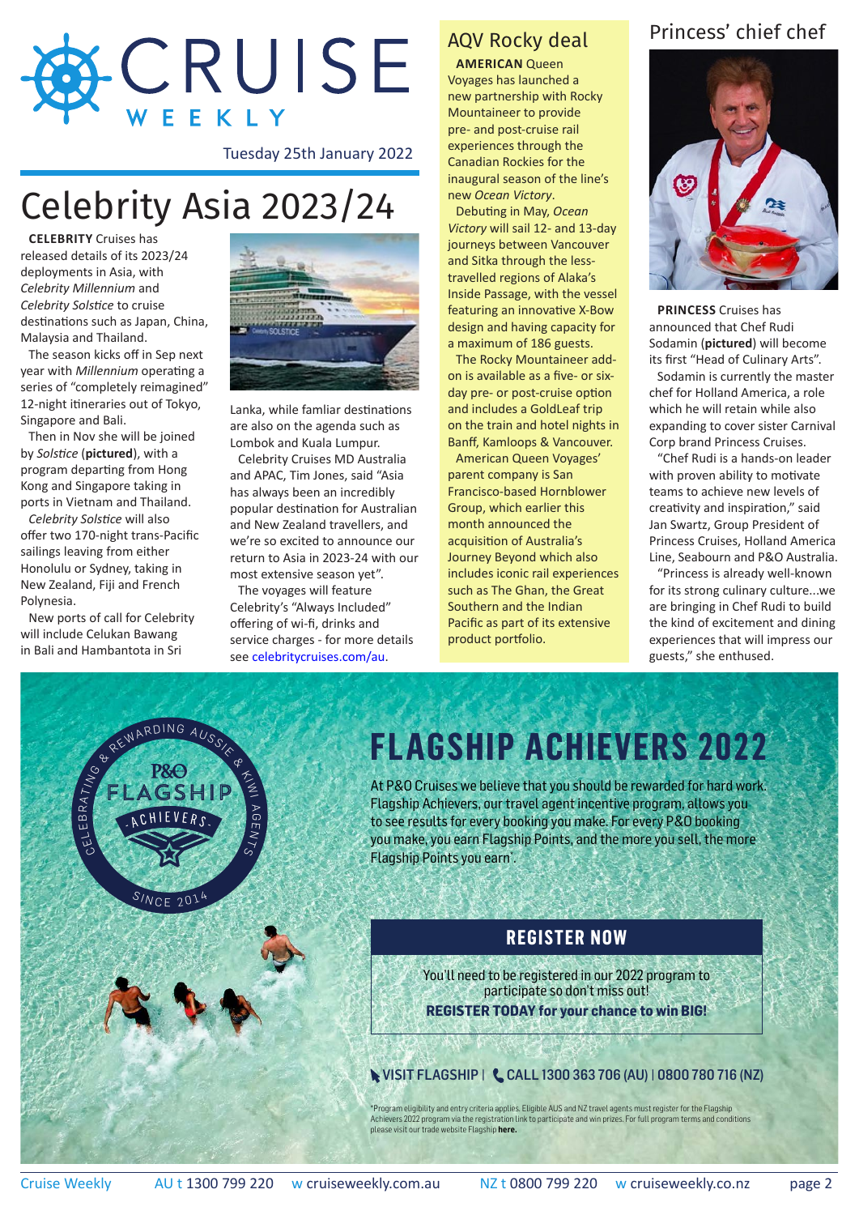# Celebrity Asia 2023/24

**CELEBRITY** Cruises has released details of its 2023/24 deployments in Asia, with *Celebrity Millennium* and *Celebrity Solstice* to cruise destinations such as Japan, China, Malaysia and Thailand.

The season kicks off in Sep next year with *Millennium* operating a series of "completely reimagined" 12-night itineraries out of Tokyo, Singapore and Bali.

Then in Nov she will be joined by *Solstice* (**pictured**), with a program departing from Hong Kong and Singapore taking in ports in Vietnam and Thailand.

*Celebrity Solstice* will also offer two 170-night trans-Pacific sailings leaving from either Honolulu or Sydney, taking in New Zealand, Fiji and French Polynesia.

New ports of call for Celebrity will include Celukan Bawang in Bali and Hambantota in Sri Lanka, while famliar destinations are also on the agenda such as Lombok and Kuala Lumpur.

Celebrity Cruises MD Australia and APAC, Tim Jones, said "Asia has always been an incredibly popular destination for Australian and New Zealand travellers, and we're so excited to announce our return to Asia in 2023-24 with our most extensive season yet".

The voyages will feature Celebrity's "Always Included" offering of wi-fi, drinks and service charges - for more details see celebritycruises.com/au.

## AQV Rocky deal

**AMERICAN** Queen Voyages has launched a new partnership with Rocky Mountaineer to provide pre- and post-cruise rail experiences through the Canadian Rockies for the inaugural season of the line's new *Ocean Victory*.

Debuting in May, *Ocean Victory* will sail 12- and 13-day journeys between Vancouver and Sitka through the less-travelled regions of Alaka's Inside Passage, with the vessel featuring an innovative X-Bow design and having capacity for a maximum of 186 guests.

The Rocky Mountaineer add-on is available as a five- or six-day pre- or post-cruise option and includes a GoldLeaf trip on the train and hotel nights in Banff, Kamloops & Vancouver.

American Queen Voyages' parent company is San Francisco-based Hornblower Group, which earlier this month announced the acquisition of Australia's Journey Beyond which also includes iconic rail experiences such as The Ghan, the Great Southern and the Indian Pacific as part of its extensive product portfolio.

## Princess' chief chef

**PRINCESS** Cruises has announced that Chef Rudi Sodamin (**pictured**) will become its first "Head of Culinary Arts".

Sodamin is currently the master chef for Holland America, a role which he will retain while also expanding to cover sister Carnival Corp brand Princess Cruises.

"Chef Rudi is a hands-on leader with proven ability to motivate teams to achieve new levels of creativity and inspiration," said Jan Swartz, Group President of Princess Cruises, Holland America Line, Seabourn and P&O Australia.

"Princess is already well-known for its strong culinary culture...we are bringing in Chef Rudi to build the kind of excitement and dining experiences that will impress our guests," she enthused.

# FLAGSHIP ACHIEVERS 2022

P&O FLAGSHIP ACHIEVERS – CELEBRATING & REWARDING AUSSIE & KIWI AGENTS – SINCE 2014

At P&O Cruises we believe that you should be rewarded for hard work. Flagship Achievers, our travel agent incentive program, allows you to see results for every booking you make. For every P&O booking you make, you earn Flagship Points, and the more you sell, the more Flagship Points you earn*.

**REGISTER NOW**

You'll need to be registered in our 2022 program to participate so don't miss out!

**REGISTER TODAY for your chance to win BIG!**

**VISIT FLAGSHIP | CALL 1300 363 706 (AU) | 0800 780 716 (NZ)**

*Program eligibility and entry criteria applies. Eligible AUS and NZ travel agents must register for the Flagship Achievers 2022 program via the registration link to participate and win prizes. For full program terms and conditions please visit our trade website Flagship **here.**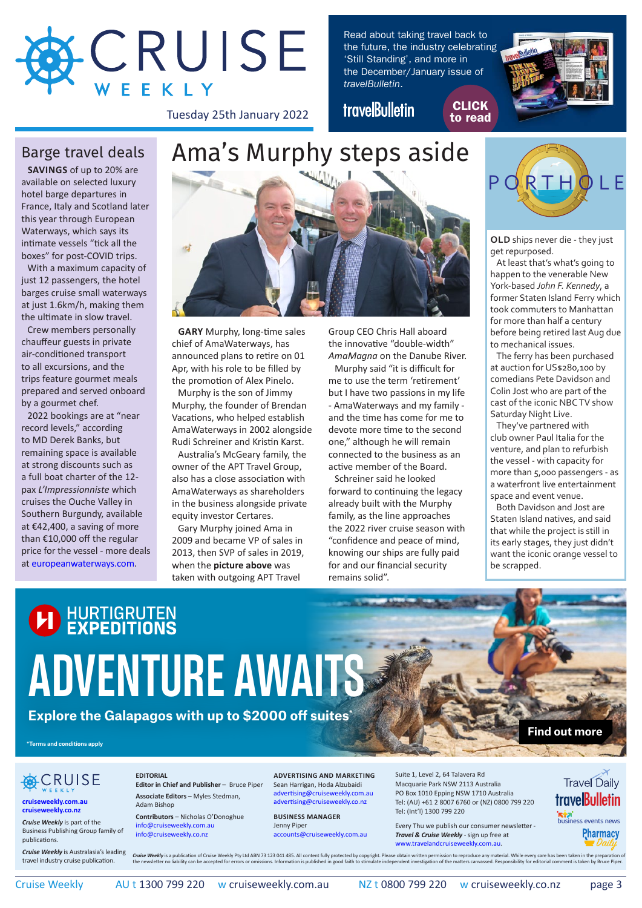# CRUISE WEEKLY

Tuesday 25th January 2022

Read about taking travel back to the future, the industry celebrating 'Still Standing', and more in the December/January issue of *travelBulletin*.

travelBulletin **CLICK to read**

## Barge travel deals

**SAVINGS** of up to 20% are available on selected luxury hotel barge departures in France, Italy and Scotland later this year through European Waterways, which says its intimate vessels "tick all the boxes" for post-COVID trips.

With a maximum capacity of just 12 passengers, the hotel barges cruise small waterways at just 1.6km/h, making them the ultimate in slow travel.

Crew members personally chauffeur guests in private air-conditioned transport to all excursions, and the trips feature gourmet meals prepared and served onboard by a gourmet chef.

2022 bookings are at "near record levels," according to MD Derek Banks, but remaining space is available at strong discounts such as a full boat charter of the 12-pax *L'Impressionniste* which cruises the Ouche Valley in Southern Burgundy, available at €42,400, a saving of more than €10,000 off the regular price for the vessel - more deals at europeanwaterways.com.

## Ama's Murphy steps aside

**GARY** Murphy, long-time sales chief of AmaWaterways, has announced plans to retire on 01 Apr, with his role to be filled by the promotion of Alex Pinelo.

Murphy is the son of Jimmy Murphy, the founder of Brendan Vacations, who helped establish AmaWaterways in 2002 alongside Rudi Schreiner and Kristin Karst.

Australia's McGeary family, the owner of the APT Travel Group, also has a close association with AmaWaterways as shareholders in the business alongside private equity investor Certares.

Gary Murphy joined Ama in 2009 and became VP of sales in 2013, then SVP of sales in 2019, when the **picture above** was taken with outgoing APT Travel Group CEO Chris Hall aboard the innovative "double-width" *AmaMagna* on the Danube River.

Murphy said "it is difficult for me to use the term 'retirement' but I have two passions in my life - AmaWaterways and my family - and the time has come for me to devote more time to the second one," although he will remain connected to the business as an active member of the Board.

Schreiner said he looked forward to continuing the legacy already built with the Murphy family, as the line approaches the 2022 river cruise season with "confidence and peace of mind, knowing our ships are fully paid for and our financial security remains solid".

## PORTHOLE

**OLD** ships never die - they just get repurposed.

At least that's what's going to happen to the venerable New York-based *John F. Kennedy*, a former Staten Island Ferry which took commuters to Manhattan for more than half a century before being retired last Aug due to mechanical issues.

The ferry has been purchased at auction for US$280,100 by comedians Pete Davidson and Colin Jost who are part of the cast of the iconic NBC TV show Saturday Night Live.

They've partnered with club owner Paul Italia for the venture, and plan to refurbish the vessel - with capacity for more than 5,000 passengers - as a waterfront live entertainment space and event venue.

Both Davidson and Jost are Staten Island natives, and said that while the project is still in its early stages, they just didn't want the iconic orange vessel to be scrapped.

HURTIGRUTEN EXPEDITIONS

# ADVENTURE AWAITS

**Explore the Galapagos with up to $2000 off suites***

**Find out more**

*Terms and conditions apply

---

CRUISE WEEKLY

cruiseweekly.com.au
cruiseweekly.co.nz

*Cruise Weekly* is part of the Business Publishing Group family of publications.

*Cruise Weekly* is Australasia's leading travel industry cruise publication.

**EDITORIAL**
**Editor in Chief and Publisher** – Bruce Piper
**Associate Editors** – Myles Stedman, Adam Bishop
**Contributors** – Nicholas O'Donoghue
info@cruiseweekly.com.au
info@cruiseweekly.co.nz

**ADVERTISING AND MARKETING**
Sean Harrigan, Hoda Alzubaidi
advertising@cruiseweekly.com.au
advertising@cruiseweekly.co.nz

**BUSINESS MANAGER**
Jenny Piper
accounts@cruiseweekly.com.au

Suite 1, Level 2, 64 Talavera Rd
Macquarie Park NSW 2113 Australia
PO Box 1010 Epping NSW 1710 Australia
Tel: (AU) +61 2 8007 6760 or (NZ) 0800 799 220
Tel: (Int'l) 1300 799 220

Every Thu we publish our consumer newsletter - ***Travel & Cruise Weekly*** - sign up free at www.travelandcruiseweekly.com.au.

*Cruise Weekly* is a publication of Cruise Weekly Pty Ltd ABN 73 123 041 485. All content fully protected by copyright. Please obtain written permission to reproduce any material. While every care has been taken in the preparation of the newsletter no liability can be accepted for errors or omissions. Information is published in good faith to stimulate independent investigation of the matters canvassed. Responsibility for editorial comment is taken by Bruce Piper.

Travel Daily · travelBulletin · business events news · Pharmacy Daily